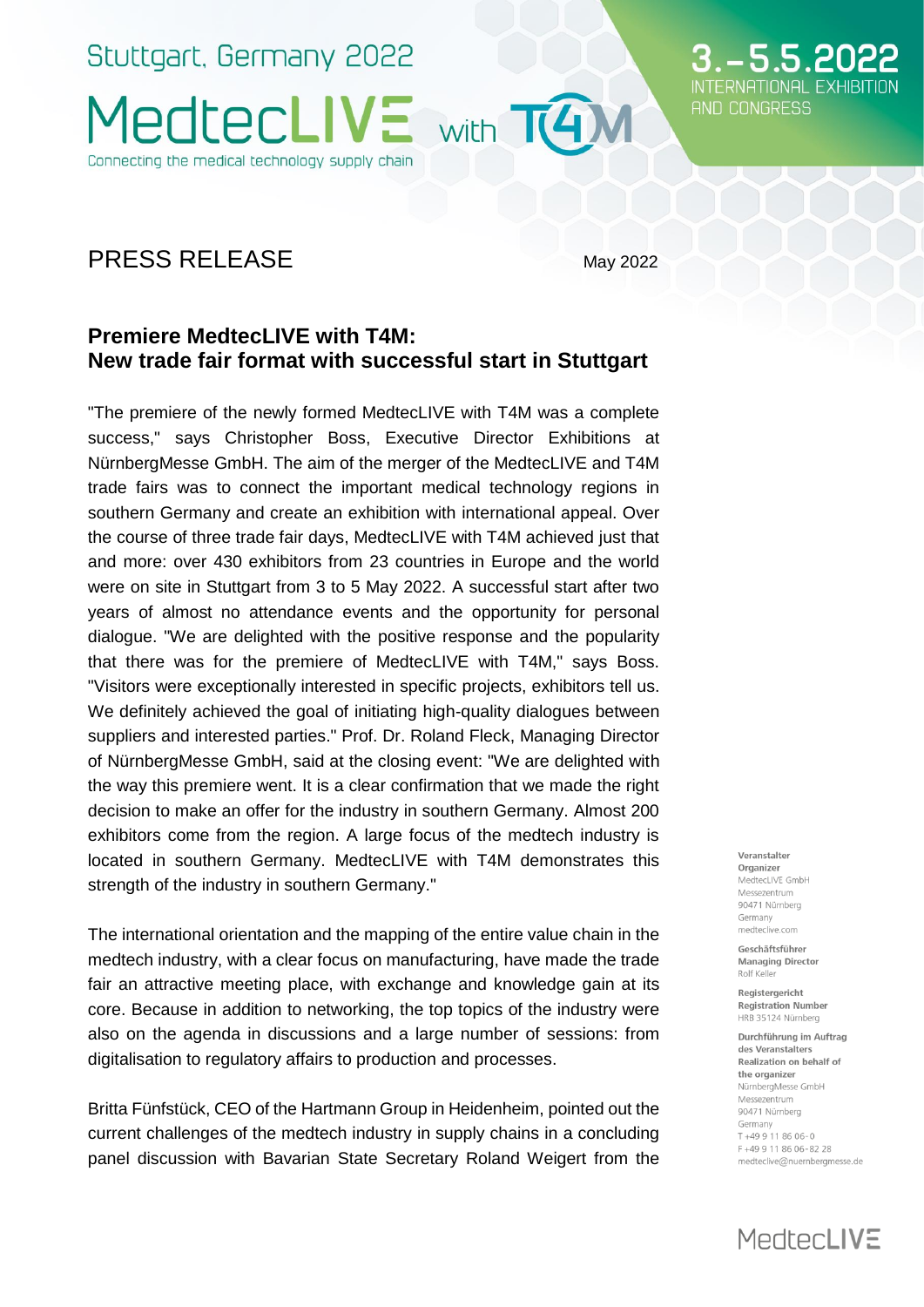Stuttgart, Germany 2022

MedtecLIVE with T4M

Connecting the medical technology supply chain

3.–5.5.2022
INTERNATIONAL EXHIBITION AND CONGRESS

# PRESS RELEASE

May 2022

## Premiere MedtecLIVE with T4M: New trade fair format with successful start in Stuttgart

"The premiere of the newly formed MedtecLIVE with T4M was a complete success," says Christopher Boss, Executive Director Exhibitions at NürnbergMesse GmbH. The aim of the merger of the MedtecLIVE and T4M trade fairs was to connect the important medical technology regions in southern Germany and create an exhibition with international appeal. Over the course of three trade fair days, MedtecLIVE with T4M achieved just that and more: over 430 exhibitors from 23 countries in Europe and the world were on site in Stuttgart from 3 to 5 May 2022. A successful start after two years of almost no attendance events and the opportunity for personal dialogue. "We are delighted with the positive response and the popularity that there was for the premiere of MedtecLIVE with T4M," says Boss. "Visitors were exceptionally interested in specific projects, exhibitors tell us. We definitely achieved the goal of initiating high-quality dialogues between suppliers and interested parties." Prof. Dr. Roland Fleck, Managing Director of NürnbergMesse GmbH, said at the closing event: "We are delighted with the way this premiere went. It is a clear confirmation that we made the right decision to make an offer for the industry in southern Germany. Almost 200 exhibitors come from the region. A large focus of the medtech industry is located in southern Germany. MedtecLIVE with T4M demonstrates this strength of the industry in southern Germany."

The international orientation and the mapping of the entire value chain in the medtech industry, with a clear focus on manufacturing, have made the trade fair an attractive meeting place, with exchange and knowledge gain at its core. Because in addition to networking, the top topics of the industry were also on the agenda in discussions and a large number of sessions: from digitalisation to regulatory affairs to production and processes.

Britta Fünfstück, CEO of the Hartmann Group in Heidenheim, pointed out the current challenges of the medtech industry in supply chains in a concluding panel discussion with Bavarian State Secretary Roland Weigert from the

**Veranstalter**
**Organizer**
MedtecLIVE GmbH
Messezentrum
90471 Nürnberg
Germany
medteclive.com

**Geschäftsführer**
**Managing Director**
Rolf Keller

**Registergericht**
**Registration Number**
HRB 35124 Nürnberg

**Durchführung im Auftrag des Veranstalters**
**Realization on behalf of the organizer**
NürnbergMesse GmbH
Messezentrum
90471 Nürnberg
Germany
T +49 9 11 86 06-0
F +49 9 11 86 06-82 28
medteclive@nuernbergmesse.de

MedtecLIVE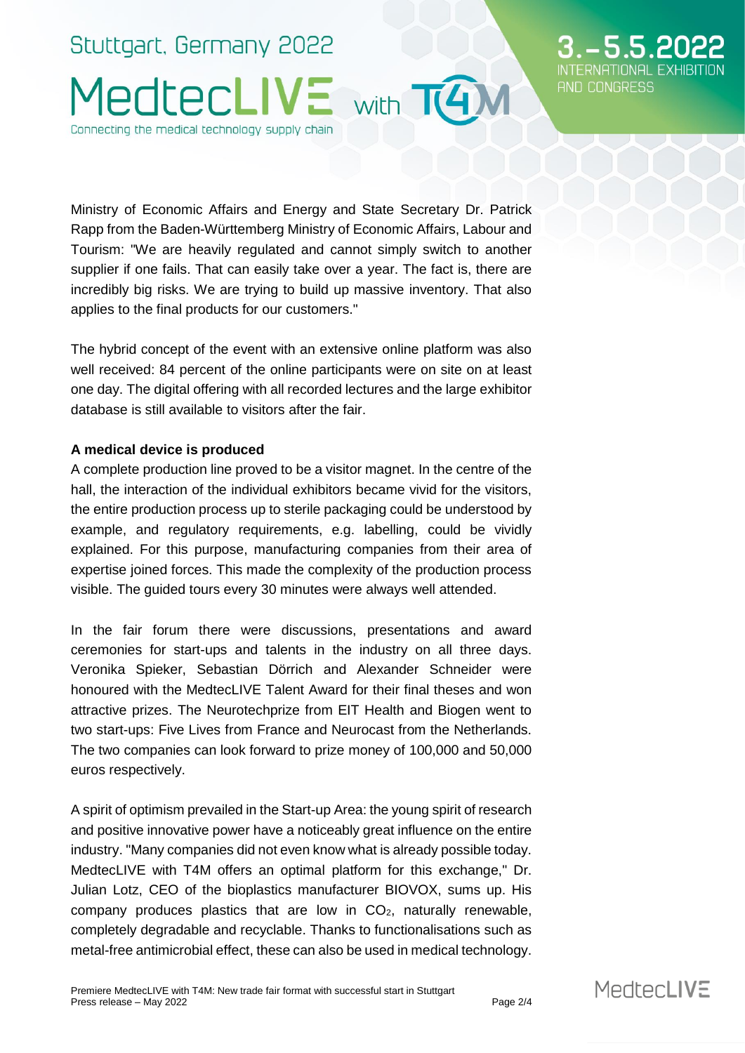Ministry of Economic Affairs and Energy and State Secretary Dr. Patrick Rapp from the Baden-Württemberg Ministry of Economic Affairs, Labour and Tourism: "We are heavily regulated and cannot simply switch to another supplier if one fails. That can easily take over a year. The fact is, there are incredibly big risks. We are trying to build up massive inventory. That also applies to the final products for our customers."

The hybrid concept of the event with an extensive online platform was also well received: 84 percent of the online participants were on site on at least one day. The digital offering with all recorded lectures and the large exhibitor database is still available to visitors after the fair.

**A medical device is produced**

A complete production line proved to be a visitor magnet. In the centre of the hall, the interaction of the individual exhibitors became vivid for the visitors, the entire production process up to sterile packaging could be understood by example, and regulatory requirements, e.g. labelling, could be vividly explained. For this purpose, manufacturing companies from their area of expertise joined forces. This made the complexity of the production process visible. The guided tours every 30 minutes were always well attended.

In the fair forum there were discussions, presentations and award ceremonies for start-ups and talents in the industry on all three days. Veronika Spieker, Sebastian Dörrich and Alexander Schneider were honoured with the MedtecLIVE Talent Award for their final theses and won attractive prizes. The Neurotechprize from EIT Health and Biogen went to two start-ups: Five Lives from France and Neurocast from the Netherlands. The two companies can look forward to prize money of 100,000 and 50,000 euros respectively.

A spirit of optimism prevailed in the Start-up Area: the young spirit of research and positive innovative power have a noticeably great influence on the entire industry. "Many companies did not even know what is already possible today. MedtecLIVE with T4M offers an optimal platform for this exchange," Dr. Julian Lotz, CEO of the bioplastics manufacturer BIOVOX, sums up. His company produces plastics that are low in $CO_2$, naturally renewable, completely degradable and recyclable. Thanks to functionalisations such as metal-free antimicrobial effect, these can also be used in medical technology.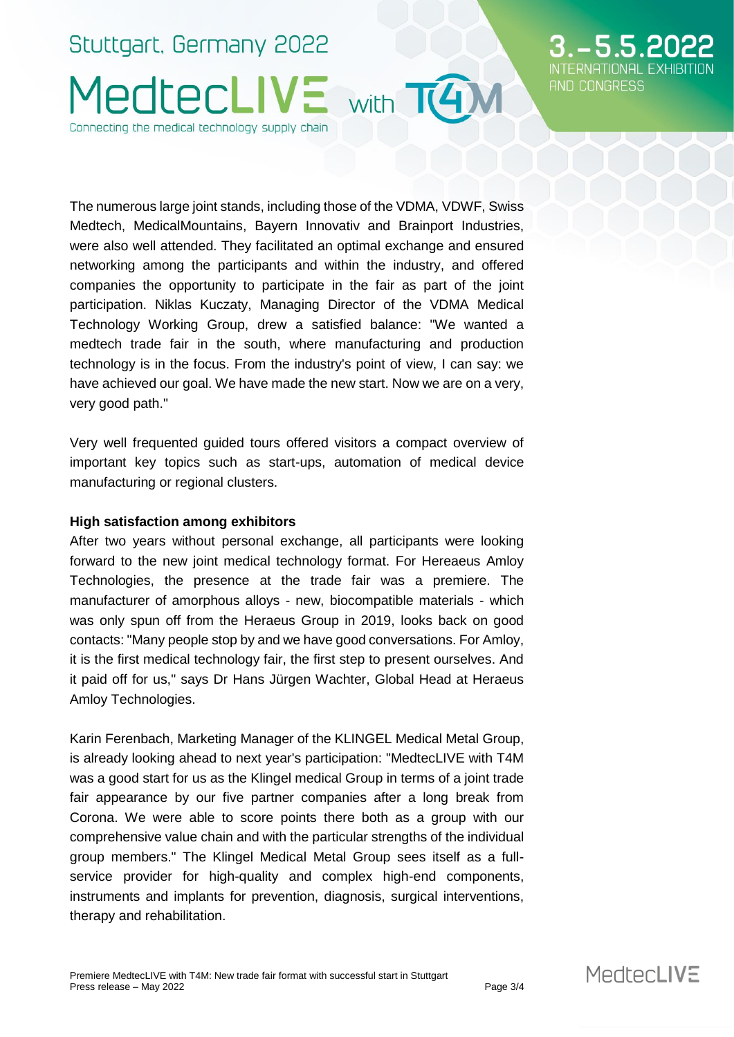The numerous large joint stands, including those of the VDMA, VDWF, Swiss Medtech, MedicalMountains, Bayern Innovativ and Brainport Industries, were also well attended. They facilitated an optimal exchange and ensured networking among the participants and within the industry, and offered companies the opportunity to participate in the fair as part of the joint participation. Niklas Kuczaty, Managing Director of the VDMA Medical Technology Working Group, drew a satisfied balance: "We wanted a medtech trade fair in the south, where manufacturing and production technology is in the focus. From the industry's point of view, I can say: we have achieved our goal. We have made the new start. Now we are on a very, very good path."

Very well frequented guided tours offered visitors a compact overview of important key topics such as start-ups, automation of medical device manufacturing or regional clusters.

**High satisfaction among exhibitors**

After two years without personal exchange, all participants were looking forward to the new joint medical technology format. For Hereaeus Amloy Technologies, the presence at the trade fair was a premiere. The manufacturer of amorphous alloys - new, biocompatible materials - which was only spun off from the Heraeus Group in 2019, looks back on good contacts: "Many people stop by and we have good conversations. For Amloy, it is the first medical technology fair, the first step to present ourselves. And it paid off for us," says Dr Hans Jürgen Wachter, Global Head at Heraeus Amloy Technologies.

Karin Ferenbach, Marketing Manager of the KLINGEL Medical Metal Group, is already looking ahead to next year's participation: "MedtecLIVE with T4M was a good start for us as the Klingel medical Group in terms of a joint trade fair appearance by our five partner companies after a long break from Corona. We were able to score points there both as a group with our comprehensive value chain and with the particular strengths of the individual group members." The Klingel Medical Metal Group sees itself as a full-service provider for high-quality and complex high-end components, instruments and implants for prevention, diagnosis, surgical interventions, therapy and rehabilitation.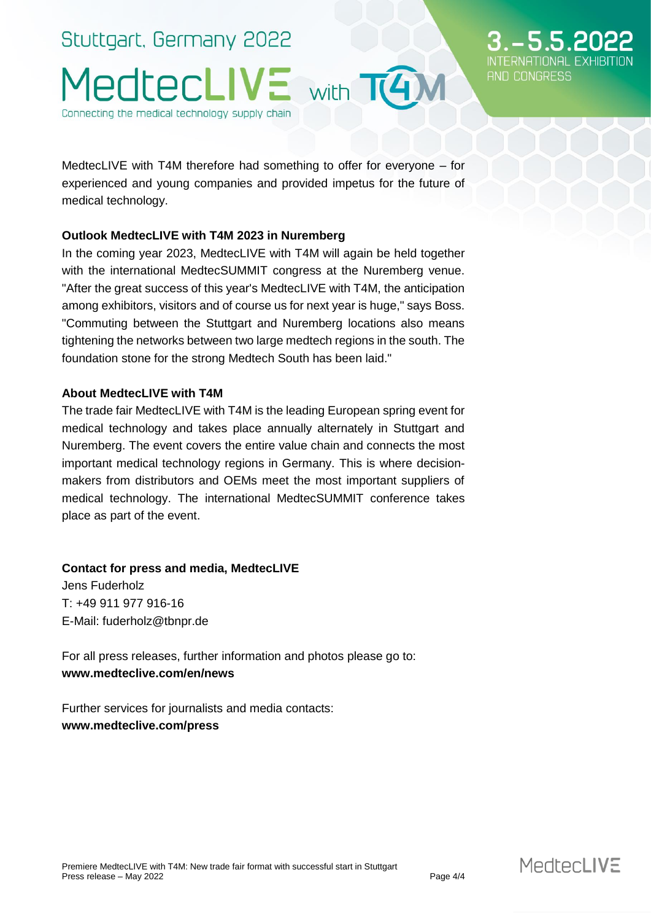MedtecLIVE with T4M therefore had something to offer for everyone – for experienced and young companies and provided impetus for the future of medical technology.

**Outlook MedtecLIVE with T4M 2023 in Nuremberg**

In the coming year 2023, MedtecLIVE with T4M will again be held together with the international MedtecSUMMIT congress at the Nuremberg venue. "After the great success of this year's MedtecLIVE with T4M, the anticipation among exhibitors, visitors and of course us for next year is huge," says Boss. "Commuting between the Stuttgart and Nuremberg locations also means tightening the networks between two large medtech regions in the south. The foundation stone for the strong Medtech South has been laid."

**About MedtecLIVE with T4M**

The trade fair MedtecLIVE with T4M is the leading European spring event for medical technology and takes place annually alternately in Stuttgart and Nuremberg. The event covers the entire value chain and connects the most important medical technology regions in Germany. This is where decision-makers from distributors and OEMs meet the most important suppliers of medical technology. The international MedtecSUMMIT conference takes place as part of the event.

**Contact for press and media, MedtecLIVE**

Jens Fuderholz
T: +49 911 977 916-16
E-Mail: fuderholz@tbnpr.de

For all press releases, further information and photos please go to:
**www.medteclive.com/en/news**

Further services for journalists and media contacts:
**www.medteclive.com/press**